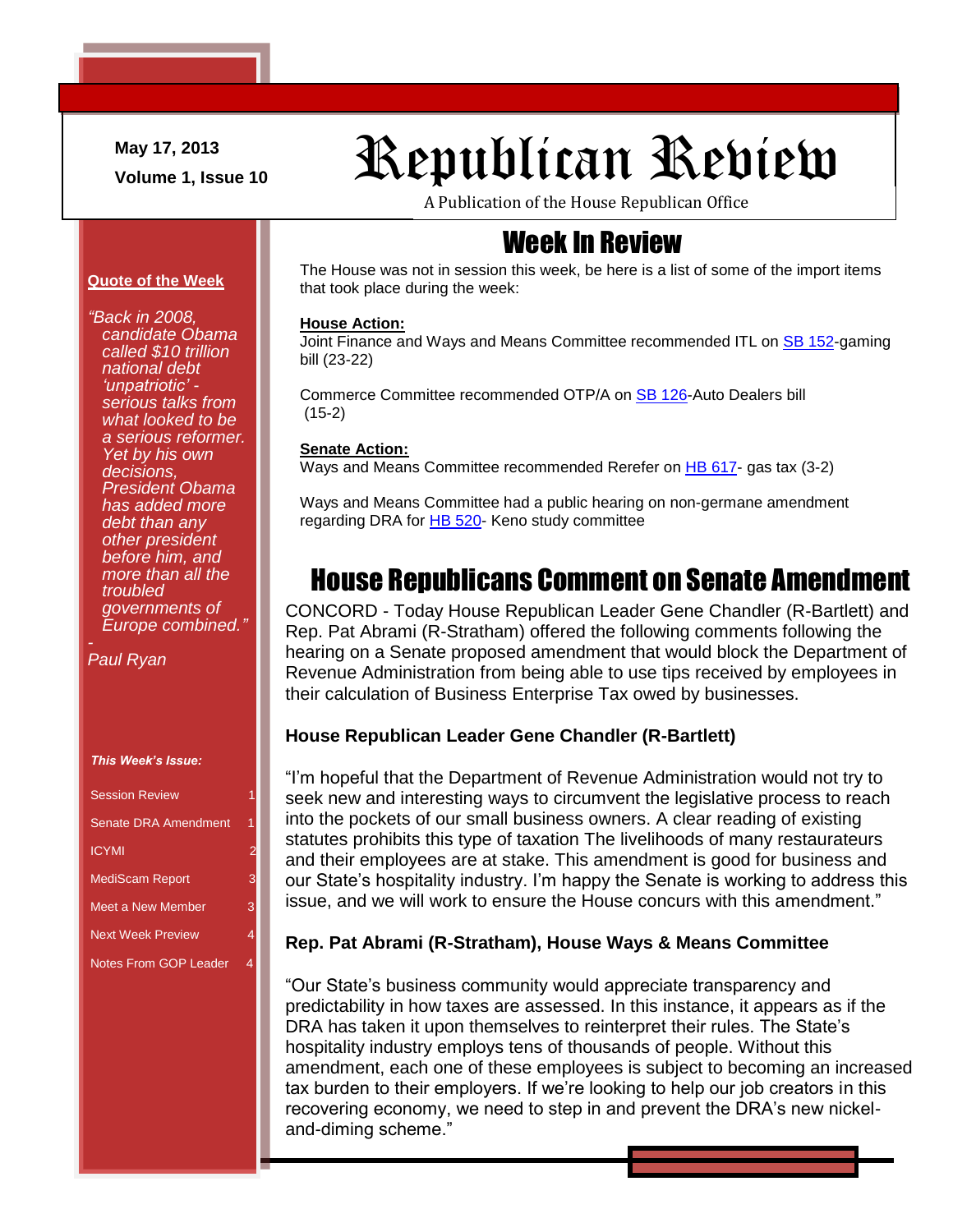May 17, 2013

Volume 1, Issue 10

# Republican Review

A Publication of the House Republican Office

**Quote of the Week**

*"Back in 2008, candidate Obama called $10 trillion national debt 'unpatriotic' - serious talks from what looked to be a serious reformer. Yet by his own decisions, President Obama has added more debt than any other president before him, and more than all the troubled governments of Europe combined."*

*- Paul Ryan*

***This Week's Issue:***

| | |
|---|---|
| Session Review | 1 |
| Senate DRA Amendment | 1 |
| ICYMI | 2 |
| MediScam Report | 3 |
| Meet a New Member | 3 |
| Next Week Preview | 4 |
| Notes From GOP Leader | 4 |

## Week In Review

The House was not in session this week, be here is a list of some of the import items that took place during the week:

**House Action:**

Joint Finance and Ways and Means Committee recommended ITL on SB 152-gaming bill (23-22)

Commerce Committee recommended OTP/A on SB 126-Auto Dealers bill (15-2)

**Senate Action:**

Ways and Means Committee recommended Rerefer on HB 617- gas tax (3-2)

Ways and Means Committee had a public hearing on non-germane amendment regarding DRA for HB 520- Keno study committee

## House Republicans Comment on Senate Amendment

CONCORD - Today House Republican Leader Gene Chandler (R-Bartlett) and Rep. Pat Abrami (R-Stratham) offered the following comments following the hearing on a Senate proposed amendment that would block the Department of Revenue Administration from being able to use tips received by employees in their calculation of Business Enterprise Tax owed by businesses.

### House Republican Leader Gene Chandler (R-Bartlett)

"I'm hopeful that the Department of Revenue Administration would not try to seek new and interesting ways to circumvent the legislative process to reach into the pockets of our small business owners. A clear reading of existing statutes prohibits this type of taxation The livelihoods of many restaurateurs and their employees are at stake. This amendment is good for business and our State's hospitality industry. I'm happy the Senate is working to address this issue, and we will work to ensure the House concurs with this amendment."

### Rep. Pat Abrami (R-Stratham), House Ways & Means Committee

"Our State's business community would appreciate transparency and predictability in how taxes are assessed. In this instance, it appears as if the DRA has taken it upon themselves to reinterpret their rules. The State's hospitality industry employs tens of thousands of people. Without this amendment, each one of these employees is subject to becoming an increased tax burden to their employers. If we're looking to help our job creators in this recovering economy, we need to step in and prevent the DRA's new nickel-and-diming scheme."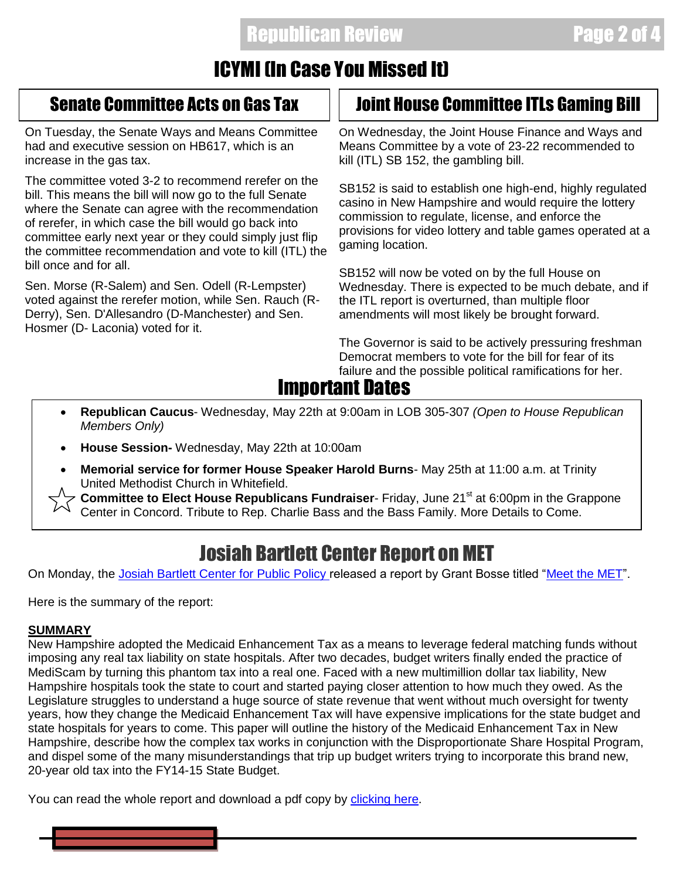# ICYMI (In Case You Missed It)

## Senate Committee Acts on Gas Tax

On Tuesday, the Senate Ways and Means Committee had and executive session on HB617, which is an increase in the gas tax.

The committee voted 3-2 to recommend rerefer on the bill. This means the bill will now go to the full Senate where the Senate can agree with the recommendation of rerefer, in which case the bill would go back into committee early next year or they could simply just flip the committee recommendation and vote to kill (ITL) the bill once and for all.

Sen. Morse (R-Salem) and Sen. Odell (R-Lempster) voted against the rerefer motion, while Sen. Rauch (R-Derry), Sen. D'Allesandro (D-Manchester) and Sen. Hosmer (D- Laconia) voted for it.

## Joint House Committee ITLs Gaming Bill

On Wednesday, the Joint House Finance and Ways and Means Committee by a vote of 23-22 recommended to kill (ITL) SB 152, the gambling bill.

SB152 is said to establish one high-end, highly regulated casino in New Hampshire and would require the lottery commission to regulate, license, and enforce the provisions for video lottery and table games operated at a gaming location.

SB152 will now be voted on by the full House on Wednesday. There is expected to be much debate, and if the ITL report is overturned, than multiple floor amendments will most likely be brought forward.

The Governor is said to be actively pressuring freshman Democrat members to vote for the bill for fear of its failure and the possible political ramifications for her.

# Important Dates

- **Republican Caucus**- Wednesday, May 22th at 9:00am in LOB 305-307 *(Open to House Republican Members Only)*
- **House Session-** Wednesday, May 22th at 10:00am
- **Memorial service for former House Speaker Harold Burns**- May 25th at 11:00 a.m. at Trinity United Methodist Church in Whitefield.
- ☆ **Committee to Elect House Republicans Fundraiser**- Friday, June 21st at 6:00pm in the Grappone Center in Concord. Tribute to Rep. Charlie Bass and the Bass Family. More Details to Come.

# Josiah Bartlett Center Report on MET

On Monday, the Josiah Bartlett Center for Public Policy released a report by Grant Bosse titled "Meet the MET".

Here is the summary of the report:

**SUMMARY**

New Hampshire adopted the Medicaid Enhancement Tax as a means to leverage federal matching funds without imposing any real tax liability on state hospitals. After two decades, budget writers finally ended the practice of MediScam by turning this phantom tax into a real one. Faced with a new multimillion dollar tax liability, New Hampshire hospitals took the state to court and started paying closer attention to how much they owed. As the Legislature struggles to understand a huge source of state revenue that went without much oversight for twenty years, how they change the Medicaid Enhancement Tax will have expensive implications for the state budget and state hospitals for years to come. This paper will outline the history of the Medicaid Enhancement Tax in New Hampshire, describe how the complex tax works in conjunction with the Disproportionate Share Hospital Program, and dispel some of the many misunderstandings that trip up budget writers trying to incorporate this brand new, 20-year old tax into the FY14-15 State Budget.

You can read the whole report and download a pdf copy by clicking here.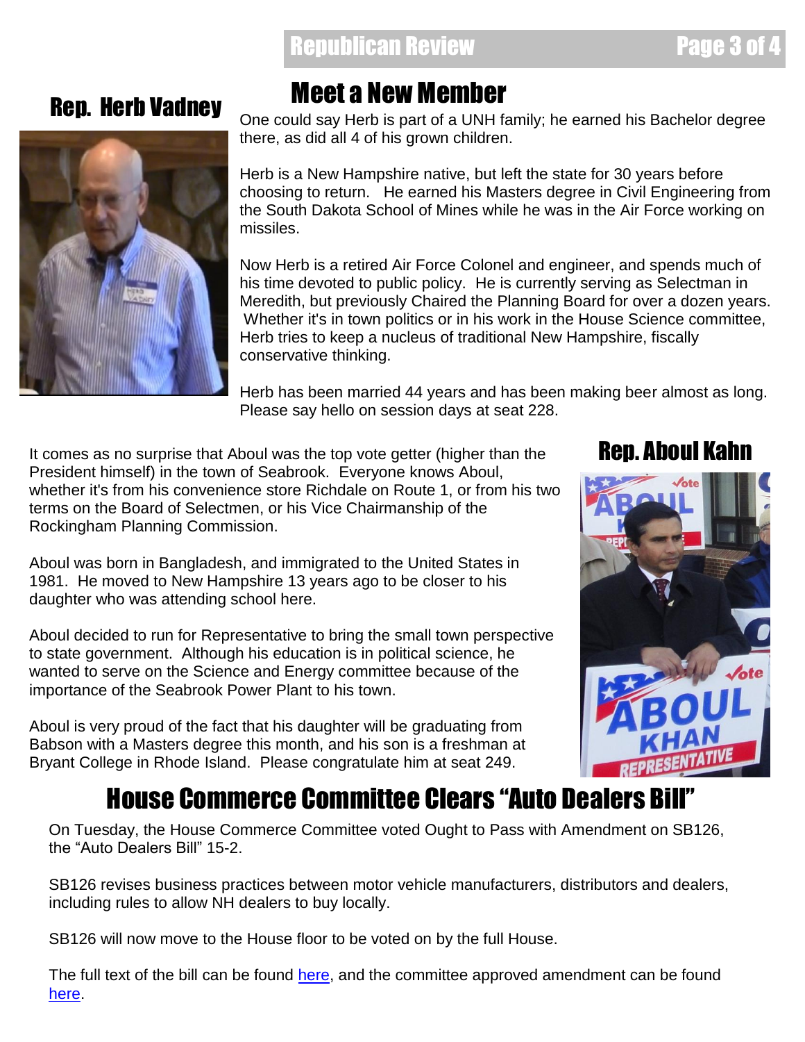# Meet a New Member

## Rep. Herb Vadney

One could say Herb is part of a UNH family; he earned his Bachelor degree there, as did all 4 of his grown children.

Herb is a New Hampshire native, but left the state for 30 years before choosing to return. He earned his Masters degree in Civil Engineering from the South Dakota School of Mines while he was in the Air Force working on missiles.

Now Herb is a retired Air Force Colonel and engineer, and spends much of his time devoted to public policy. He is currently serving as Selectman in Meredith, but previously Chaired the Planning Board for over a dozen years. Whether it's in town politics or in his work in the House Science committee, Herb tries to keep a nucleus of traditional New Hampshire, fiscally conservative thinking.

Herb has been married 44 years and has been making beer almost as long. Please say hello on session days at seat 228.

## Rep. Aboul Kahn

It comes as no surprise that Aboul was the top vote getter (higher than the President himself) in the town of Seabrook. Everyone knows Aboul, whether it's from his convenience store Richdale on Route 1, or from his two terms on the Board of Selectmen, or his Vice Chairmanship of the Rockingham Planning Commission.

Aboul was born in Bangladesh, and immigrated to the United States in 1981. He moved to New Hampshire 13 years ago to be closer to his daughter who was attending school here.

Aboul decided to run for Representative to bring the small town perspective to state government. Although his education is in political science, he wanted to serve on the Science and Energy committee because of the importance of the Seabrook Power Plant to his town.

Aboul is very proud of the fact that his daughter will be graduating from Babson with a Masters degree this month, and his son is a freshman at Bryant College in Rhode Island. Please congratulate him at seat 249.

# House Commerce Committee Clears "Auto Dealers Bill"

On Tuesday, the House Commerce Committee voted Ought to Pass with Amendment on SB126, the "Auto Dealers Bill" 15-2.

SB126 revises business practices between motor vehicle manufacturers, distributors and dealers, including rules to allow NH dealers to buy locally.

SB126 will now move to the House floor to be voted on by the full House.

The full text of the bill can be found here, and the committee approved amendment can be found here.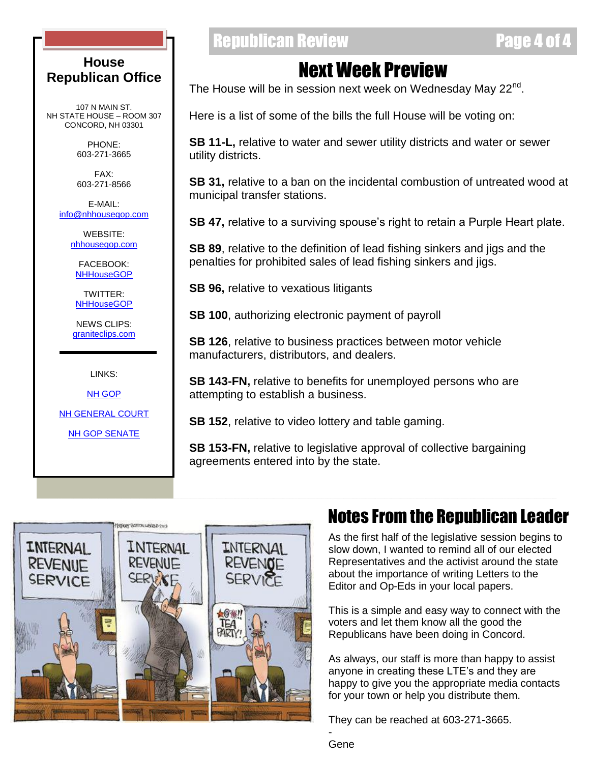## House Republican Office

107 N MAIN ST.
NH STATE HOUSE – ROOM 307
CONCORD, NH 03301

PHONE:
603-271-3665

FAX:
603-271-8566

E-MAIL:
info@nhhousegop.com

WEBSITE:
nhhousegop.com

FACEBOOK:
NHHouseGOP

TWITTER:
NHHouseGOP

NEWS CLIPS:
graniteclips.com

LINKS:

NH GOP

NH GENERAL COURT

NH GOP SENATE

# Next Week Preview

The House will be in session next week on Wednesday May 22nd.

Here is a list of some of the bills the full House will be voting on:

**SB 11-L,** relative to water and sewer utility districts and water or sewer utility districts.

**SB 31,** relative to a ban on the incidental combustion of untreated wood at municipal transfer stations.

**SB 47,** relative to a surviving spouse's right to retain a Purple Heart plate.

**SB 89**, relative to the definition of lead fishing sinkers and jigs and the penalties for prohibited sales of lead fishing sinkers and jigs.

**SB 96,** relative to vexatious litigants

**SB 100**, authorizing electronic payment of payroll

**SB 126**, relative to business practices between motor vehicle manufacturers, distributors, and dealers.

**SB 143-FN,** relative to benefits for unemployed persons who are attempting to establish a business.

**SB 152**, relative to video lottery and table gaming.

**SB 153-FN,** relative to legislative approval of collective bargaining agreements entered into by the state.

# Notes From the Republican Leader

As the first half of the legislative session begins to slow down, I wanted to remind all of our elected Representatives and the activist around the state about the importance of writing Letters to the Editor and Op-Eds in your local papers.

This is a simple and easy way to connect with the voters and let them know all the good the Republicans have been doing in Concord.

As always, our staff is more than happy to assist anyone in creating these LTE's and they are happy to give you the appropriate media contacts for your town or help you distribute them.

They can be reached at 603-271-3665.

-
Gene